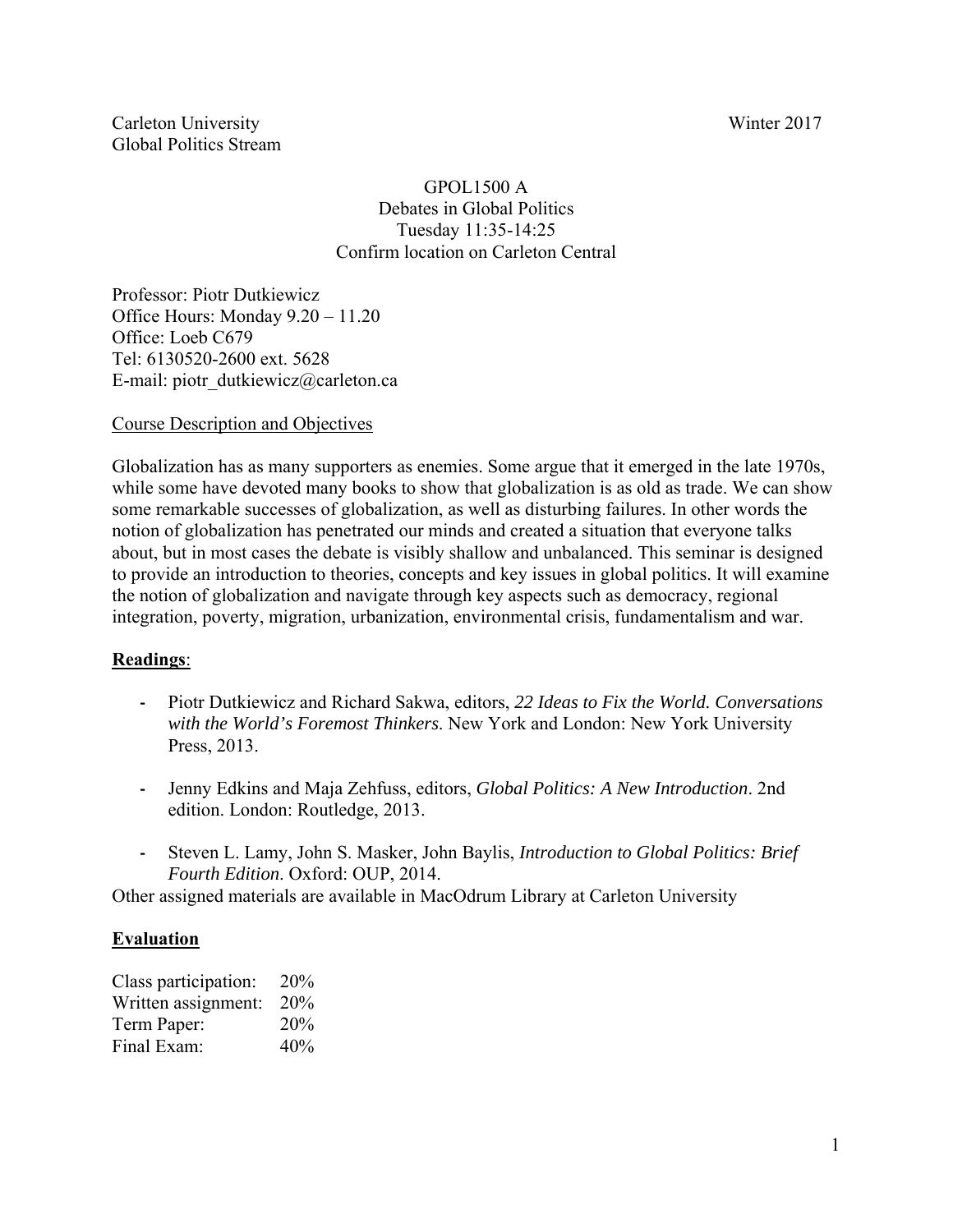Carleton University Winter 2017
Global Politics Stream

GPOL1500 A
Debates in Global Politics
Tuesday 11:35-14:25
Confirm location on Carleton Central

Professor: Piotr Dutkiewicz
Office Hours: Monday 9.20 – 11.20
Office: Loeb C679
Tel: 6130520-2600 ext. 5628
E-mail: piotr_dutkiewicz@carleton.ca

## Course Description and Objectives

Globalization has as many supporters as enemies. Some argue that it emerged in the late 1970s, while some have devoted many books to show that globalization is as old as trade. We can show some remarkable successes of globalization, as well as disturbing failures. In other words the notion of globalization has penetrated our minds and created a situation that everyone talks about, but in most cases the debate is visibly shallow and unbalanced. This seminar is designed to provide an introduction to theories, concepts and key issues in global politics. It will examine the notion of globalization and navigate through key aspects such as democracy, regional integration, poverty, migration, urbanization, environmental crisis, fundamentalism and war.

## Readings:

- Piotr Dutkiewicz and Richard Sakwa, editors, *22 Ideas to Fix the World. Conversations with the World's Foremost Thinkers*. New York and London: New York University Press, 2013.
- Jenny Edkins and Maja Zehfuss, editors, *Global Politics: A New Introduction*. 2nd edition. London: Routledge, 2013.
- Steven L. Lamy, John S. Masker, John Baylis, *Introduction to Global Politics: Brief Fourth Edition*. Oxford: OUP, 2014.

Other assigned materials are available in MacOdrum Library at Carleton University

## Evaluation

Class participation: 20%
Written assignment: 20%
Term Paper: 20%
Final Exam: 40%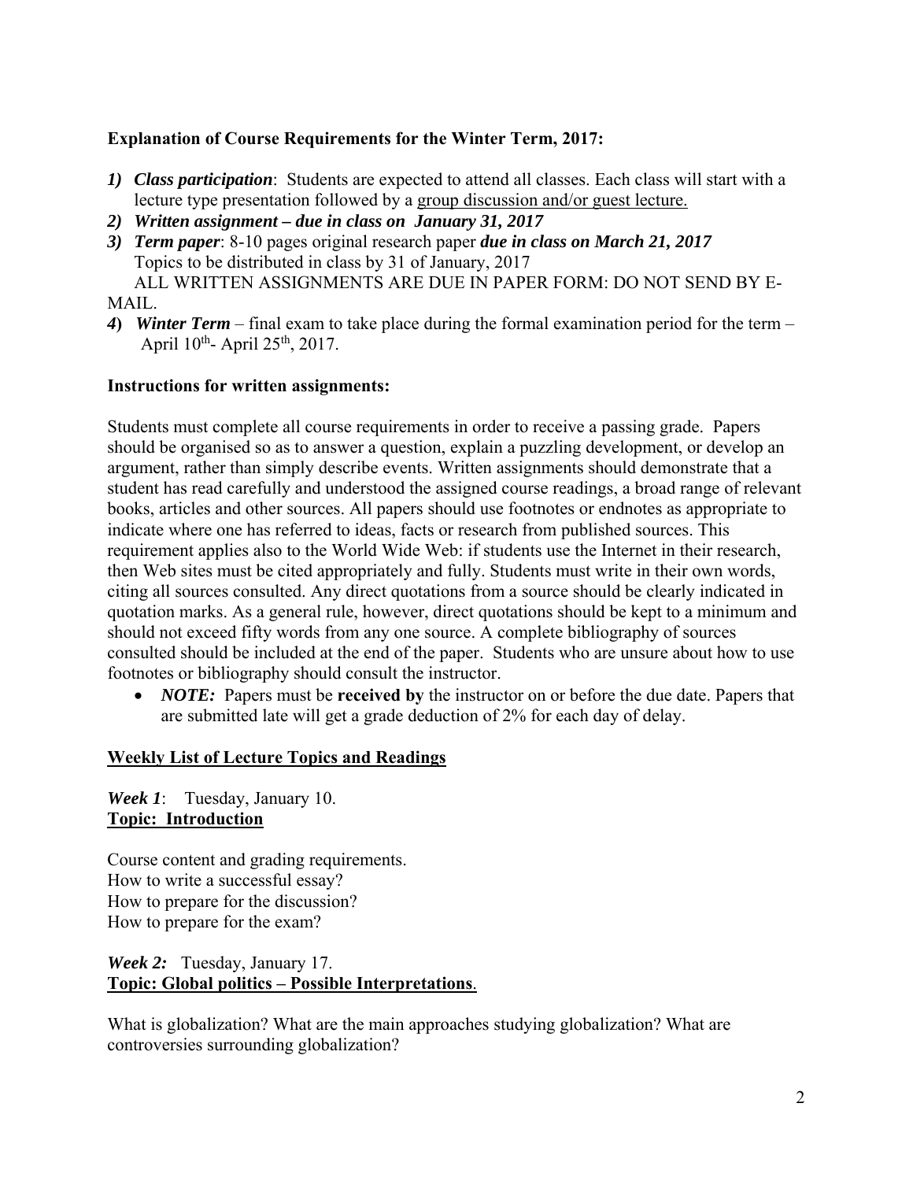**Explanation of Course Requirements for the Winter Term, 2017:**

1) ***Class participation***: Students are expected to attend all classes. Each class will start with a lecture type presentation followed by a group discussion and/or guest lecture.
2) ***Written assignment – due in class on January 31, 2017***
3) ***Term paper***: 8-10 pages original research paper ***due in class on March 21, 2017***
   Topics to be distributed in class by 31 of January, 2017
   ALL WRITTEN ASSIGNMENTS ARE DUE IN PAPER FORM: DO NOT SEND BY E-MAIL.
4) ***Winter Term*** – final exam to take place during the formal examination period for the term – April 10th- April 25th, 2017.

**Instructions for written assignments:**

Students must complete all course requirements in order to receive a passing grade. Papers should be organised so as to answer a question, explain a puzzling development, or develop an argument, rather than simply describe events. Written assignments should demonstrate that a student has read carefully and understood the assigned course readings, a broad range of relevant books, articles and other sources. All papers should use footnotes or endnotes as appropriate to indicate where one has referred to ideas, facts or research from published sources. This requirement applies also to the World Wide Web: if students use the Internet in their research, then Web sites must be cited appropriately and fully. Students must write in their own words, citing all sources consulted. Any direct quotations from a source should be clearly indicated in quotation marks. As a general rule, however, direct quotations should be kept to a minimum and should not exceed fifty words from any one source. A complete bibliography of sources consulted should be included at the end of the paper. Students who are unsure about how to use footnotes or bibliography should consult the instructor.

- ***NOTE:*** Papers must be **received by** the instructor on or before the due date. Papers that are submitted late will get a grade deduction of 2% for each day of delay.

## Weekly List of Lecture Topics and Readings

***Week 1***: Tuesday, January 10.
**Topic: Introduction**

Course content and grading requirements.
How to write a successful essay?
How to prepare for the discussion?
How to prepare for the exam?

***Week 2:*** Tuesday, January 17.
**Topic: Global politics – Possible Interpretations**.

What is globalization? What are the main approaches studying globalization? What are controversies surrounding globalization?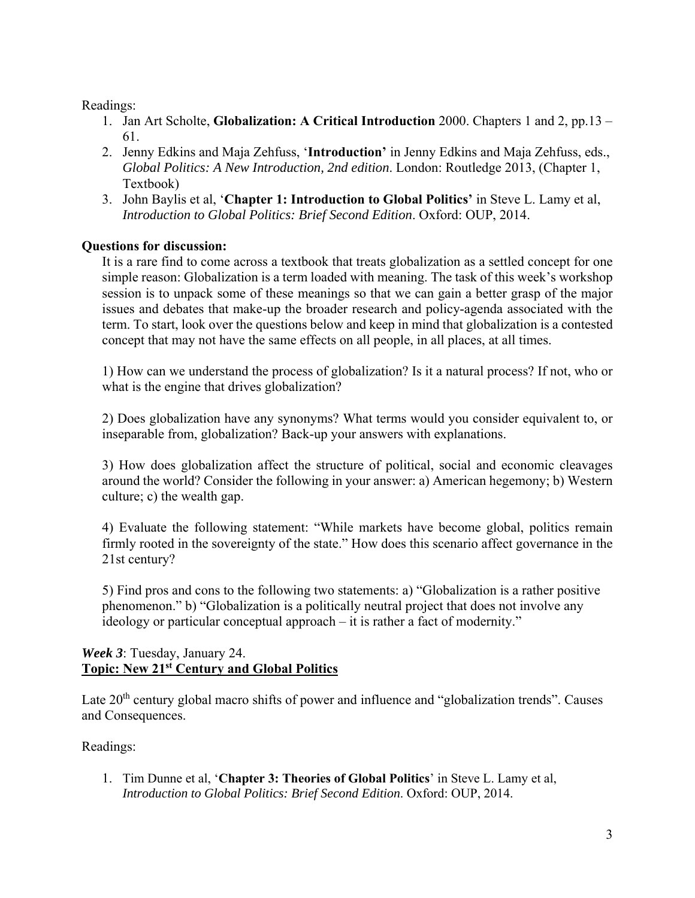Readings:

1. Jan Art Scholte, **Globalization: A Critical Introduction** 2000. Chapters 1 and 2, pp.13 – 61.
2. Jenny Edkins and Maja Zehfuss, '**Introduction**' in Jenny Edkins and Maja Zehfuss, eds., *Global Politics: A New Introduction, 2nd edition*. London: Routledge 2013, (Chapter 1, Textbook)
3. John Baylis et al, '**Chapter 1: Introduction to Global Politics**' in Steve L. Lamy et al, *Introduction to Global Politics: Brief Second Edition*. Oxford: OUP, 2014.

**Questions for discussion:**

It is a rare find to come across a textbook that treats globalization as a settled concept for one simple reason: Globalization is a term loaded with meaning. The task of this week's workshop session is to unpack some of these meanings so that we can gain a better grasp of the major issues and debates that make-up the broader research and policy-agenda associated with the term. To start, look over the questions below and keep in mind that globalization is a contested concept that may not have the same effects on all people, in all places, at all times.

1) How can we understand the process of globalization? Is it a natural process? If not, who or what is the engine that drives globalization?

2) Does globalization have any synonyms? What terms would you consider equivalent to, or inseparable from, globalization? Back-up your answers with explanations.

3) How does globalization affect the structure of political, social and economic cleavages around the world? Consider the following in your answer: a) American hegemony; b) Western culture; c) the wealth gap.

4) Evaluate the following statement: "While markets have become global, politics remain firmly rooted in the sovereignty of the state." How does this scenario affect governance in the 21st century?

5) Find pros and cons to the following two statements: a) "Globalization is a rather positive phenomenon." b) "Globalization is a politically neutral project that does not involve any ideology or particular conceptual approach – it is rather a fact of modernity."

***Week 3***: Tuesday, January 24.

**Topic: New 21st Century and Global Politics**

Late 20th century global macro shifts of power and influence and "globalization trends". Causes and Consequences.

Readings:

1. Tim Dunne et al, '**Chapter 3: Theories of Global Politics**' in Steve L. Lamy et al, *Introduction to Global Politics: Brief Second Edition*. Oxford: OUP, 2014.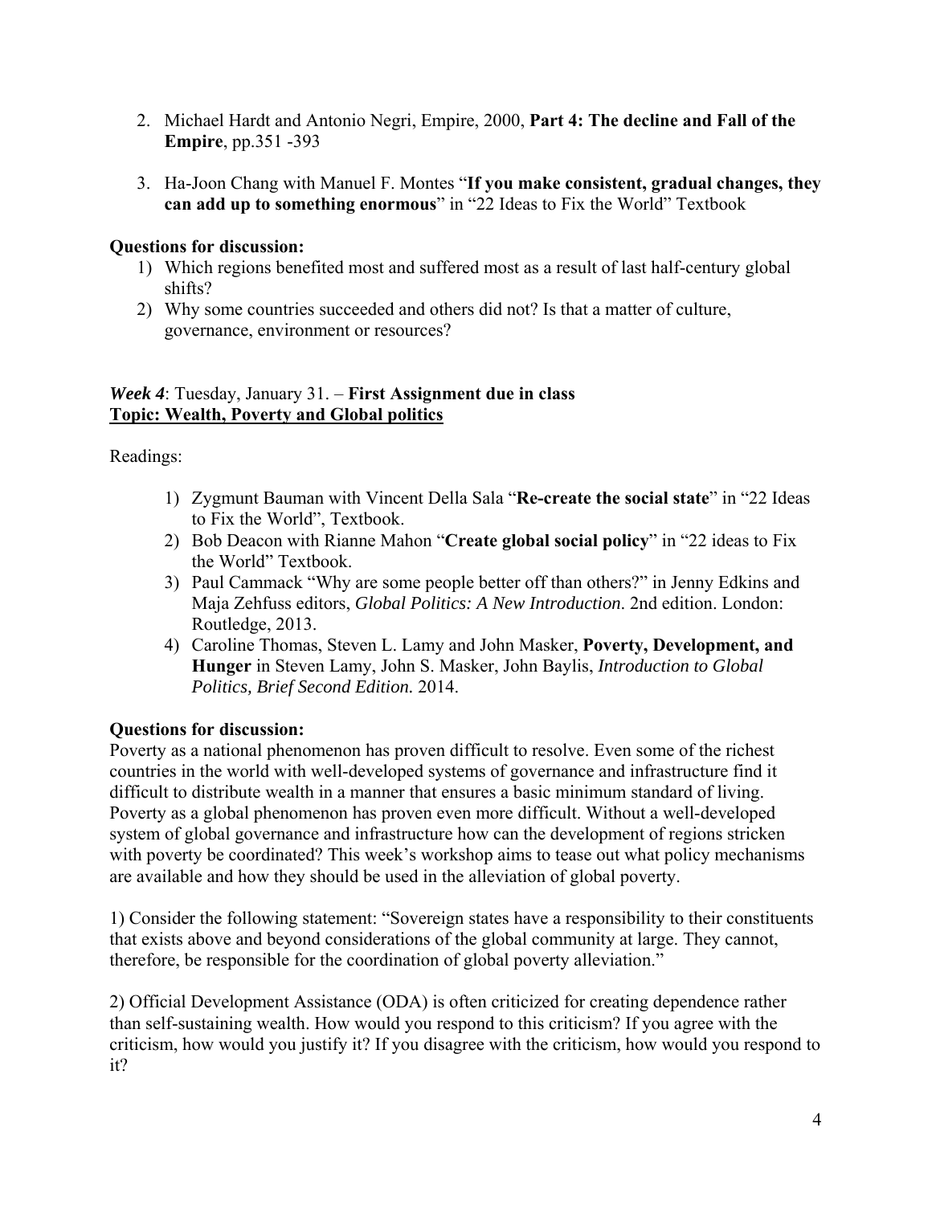2. Michael Hardt and Antonio Negri, Empire, 2000, **Part 4: The decline and Fall of the Empire**, pp.351 -393

3. Ha-Joon Chang with Manuel F. Montes "**If you make consistent, gradual changes, they can add up to something enormous**" in "22 Ideas to Fix the World" Textbook

**Questions for discussion:**

1) Which regions benefited most and suffered most as a result of last half-century global shifts?
2) Why some countries succeeded and others did not? Is that a matter of culture, governance, environment or resources?

***Week 4***: Tuesday, January 31. – **First Assignment due in class**
**Topic: Wealth, Poverty and Global politics**

Readings:

1) Zygmunt Bauman with Vincent Della Sala "**Re-create the social state**" in "22 Ideas to Fix the World", Textbook.
2) Bob Deacon with Rianne Mahon "**Create global social policy**" in "22 ideas to Fix the World" Textbook.
3) Paul Cammack "Why are some people better off than others?" in Jenny Edkins and Maja Zehfuss editors, *Global Politics: A New Introduction.* 2nd edition. London: Routledge, 2013.
4) Caroline Thomas, Steven L. Lamy and John Masker, **Poverty, Development, and Hunger** in Steven Lamy, John S. Masker, John Baylis, *Introduction to Global Politics, Brief Second Edition.* 2014.

**Questions for discussion:**

Poverty as a national phenomenon has proven difficult to resolve. Even some of the richest countries in the world with well-developed systems of governance and infrastructure find it difficult to distribute wealth in a manner that ensures a basic minimum standard of living. Poverty as a global phenomenon has proven even more difficult. Without a well-developed system of global governance and infrastructure how can the development of regions stricken with poverty be coordinated? This week's workshop aims to tease out what policy mechanisms are available and how they should be used in the alleviation of global poverty.

1) Consider the following statement: "Sovereign states have a responsibility to their constituents that exists above and beyond considerations of the global community at large. They cannot, therefore, be responsible for the coordination of global poverty alleviation."

2) Official Development Assistance (ODA) is often criticized for creating dependence rather than self-sustaining wealth. How would you respond to this criticism? If you agree with the criticism, how would you justify it? If you disagree with the criticism, how would you respond to it?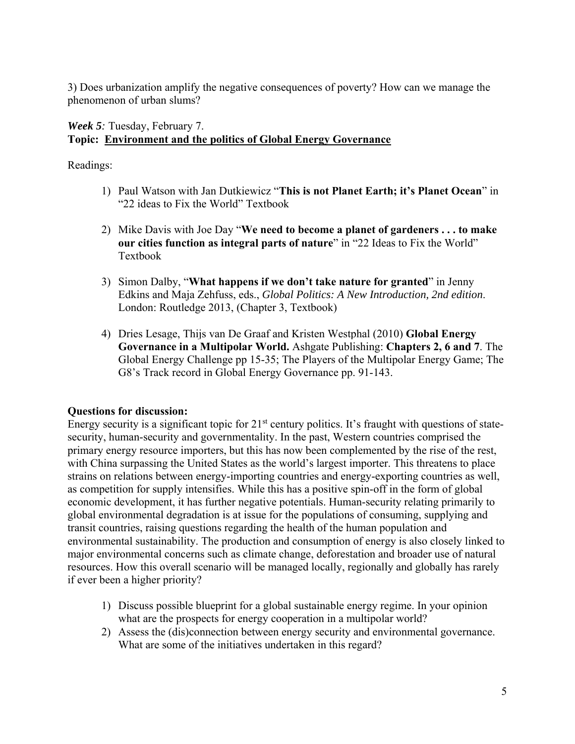3) Does urbanization amplify the negative consequences of poverty? How can we manage the phenomenon of urban slums?

***Week 5:*** Tuesday, February 7.
**Topic: Environment and the politics of Global Energy Governance**

Readings:

1) Paul Watson with Jan Dutkiewicz "**This is not Planet Earth; it's Planet Ocean**" in "22 ideas to Fix the World" Textbook

2) Mike Davis with Joe Day "**We need to become a planet of gardeners . . . to make our cities function as integral parts of nature**" in "22 Ideas to Fix the World" Textbook

3) Simon Dalby, "**What happens if we don't take nature for granted**" in Jenny Edkins and Maja Zehfuss, eds., *Global Politics: A New Introduction, 2nd edition*. London: Routledge 2013, (Chapter 3, Textbook)

4) Dries Lesage, Thijs van De Graaf and Kristen Westphal (2010) **Global Energy Governance in a Multipolar World.** Ashgate Publishing: **Chapters 2, 6 and 7**. The Global Energy Challenge pp 15-35; The Players of the Multipolar Energy Game; The G8's Track record in Global Energy Governance pp. 91-143.

**Questions for discussion:**
Energy security is a significant topic for 21st century politics. It's fraught with questions of state-security, human-security and governmentality. In the past, Western countries comprised the primary energy resource importers, but this has now been complemented by the rise of the rest, with China surpassing the United States as the world's largest importer. This threatens to place strains on relations between energy-importing countries and energy-exporting countries as well, as competition for supply intensifies. While this has a positive spin-off in the form of global economic development, it has further negative potentials. Human-security relating primarily to global environmental degradation is at issue for the populations of consuming, supplying and transit countries, raising questions regarding the health of the human population and environmental sustainability. The production and consumption of energy is also closely linked to major environmental concerns such as climate change, deforestation and broader use of natural resources. How this overall scenario will be managed locally, regionally and globally has rarely if ever been a higher priority?

1) Discuss possible blueprint for a global sustainable energy regime. In your opinion what are the prospects for energy cooperation in a multipolar world?
2) Assess the (dis)connection between energy security and environmental governance. What are some of the initiatives undertaken in this regard?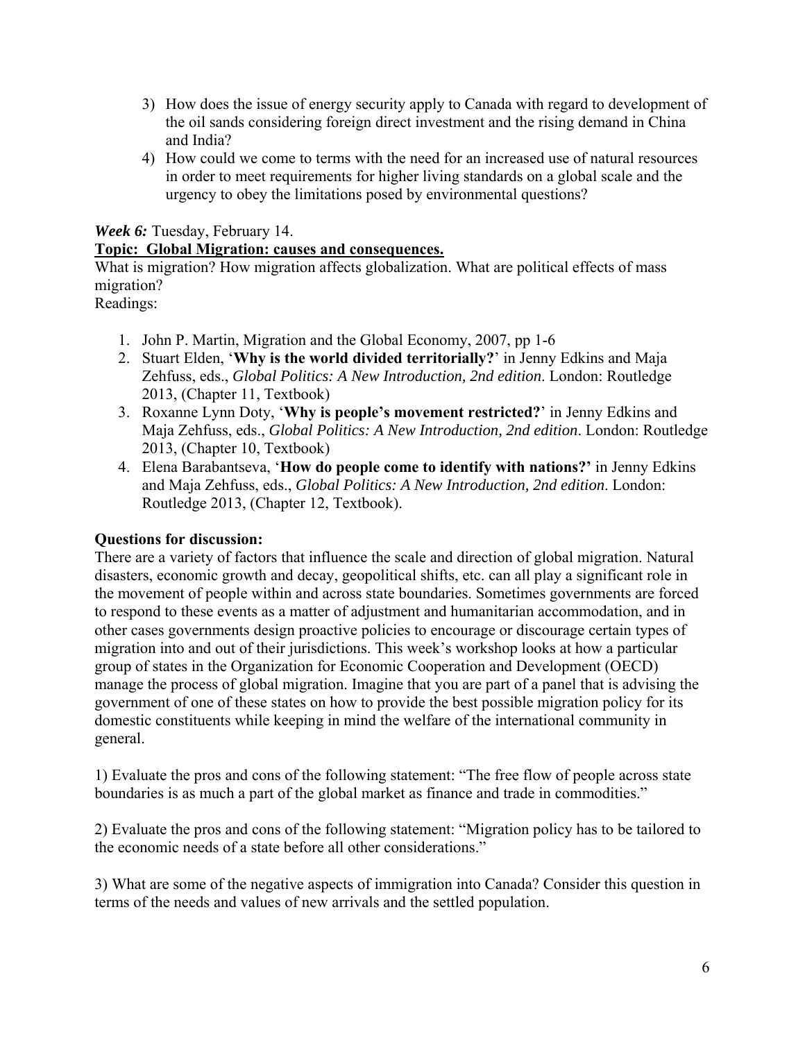3) How does the issue of energy security apply to Canada with regard to development of the oil sands considering foreign direct investment and the rising demand in China and India?
4) How could we come to terms with the need for an increased use of natural resources in order to meet requirements for higher living standards on a global scale and the urgency to obey the limitations posed by environmental questions?

***Week 6:*** Tuesday, February 14.

**Topic: Global Migration: causes and consequences.**

What is migration? How migration affects globalization. What are political effects of mass migration?

Readings:

1. John P. Martin, Migration and the Global Economy, 2007, pp 1-6
2. Stuart Elden, '**Why is the world divided territorially?**' in Jenny Edkins and Maja Zehfuss, eds., *Global Politics: A New Introduction, 2nd edition*. London: Routledge 2013, (Chapter 11, Textbook)
3. Roxanne Lynn Doty, '**Why is people's movement restricted?**' in Jenny Edkins and Maja Zehfuss, eds., *Global Politics: A New Introduction, 2nd edition*. London: Routledge 2013, (Chapter 10, Textbook)
4. Elena Barabantseva, '**How do people come to identify with nations?**' in Jenny Edkins and Maja Zehfuss, eds., *Global Politics: A New Introduction, 2nd edition*. London: Routledge 2013, (Chapter 12, Textbook).

**Questions for discussion:**

There are a variety of factors that influence the scale and direction of global migration. Natural disasters, economic growth and decay, geopolitical shifts, etc. can all play a significant role in the movement of people within and across state boundaries. Sometimes governments are forced to respond to these events as a matter of adjustment and humanitarian accommodation, and in other cases governments design proactive policies to encourage or discourage certain types of migration into and out of their jurisdictions. This week's workshop looks at how a particular group of states in the Organization for Economic Cooperation and Development (OECD) manage the process of global migration. Imagine that you are part of a panel that is advising the government of one of these states on how to provide the best possible migration policy for its domestic constituents while keeping in mind the welfare of the international community in general.

1) Evaluate the pros and cons of the following statement: "The free flow of people across state boundaries is as much a part of the global market as finance and trade in commodities."

2) Evaluate the pros and cons of the following statement: "Migration policy has to be tailored to the economic needs of a state before all other considerations."

3) What are some of the negative aspects of immigration into Canada? Consider this question in terms of the needs and values of new arrivals and the settled population.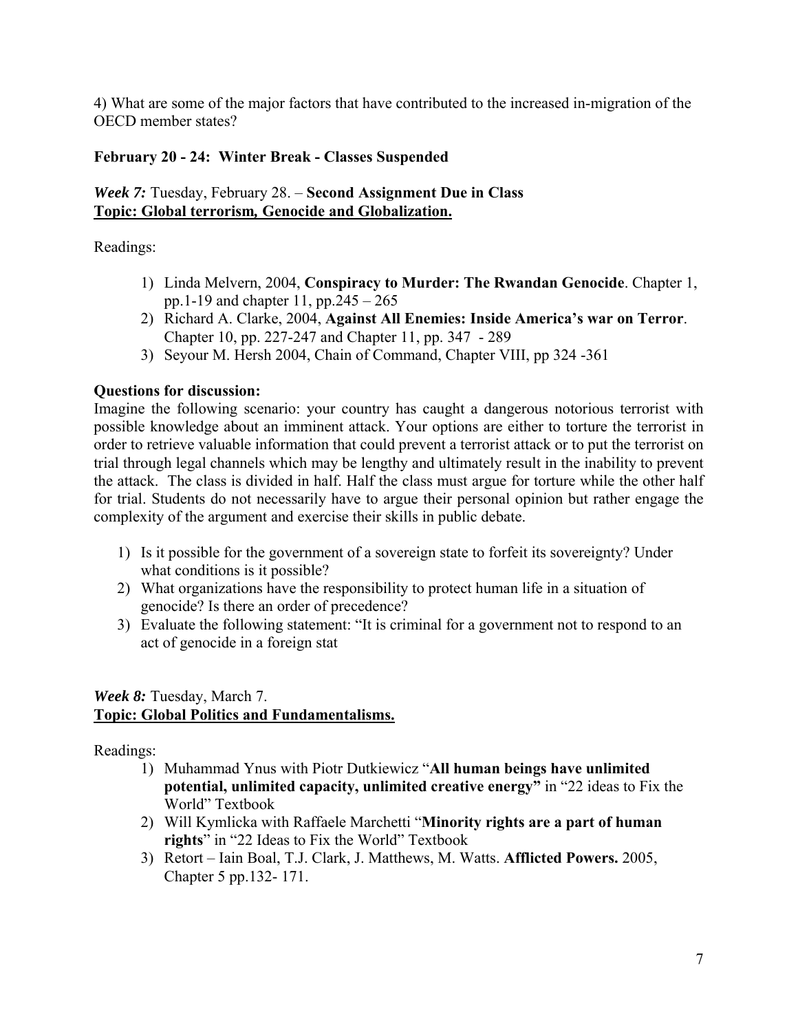4) What are some of the major factors that have contributed to the increased in-migration of the OECD member states?

**February 20 - 24: Winter Break - Classes Suspended**

***Week 7:*** Tuesday, February 28. – **Second Assignment Due in Class**
**<u>Topic: Global terrorism, Genocide and Globalization.</u>**

Readings:

1) Linda Melvern, 2004, **Conspiracy to Murder: The Rwandan Genocide**. Chapter 1, pp.1-19 and chapter 11, pp.245 – 265
2) Richard A. Clarke, 2004, **Against All Enemies: Inside America's war on Terror**. Chapter 10, pp. 227-247 and Chapter 11, pp. 347 - 289
3) Seyour M. Hersh 2004, Chain of Command, Chapter VIII, pp 324 -361

**Questions for discussion:**
Imagine the following scenario: your country has caught a dangerous notorious terrorist with possible knowledge about an imminent attack. Your options are either to torture the terrorist in order to retrieve valuable information that could prevent a terrorist attack or to put the terrorist on trial through legal channels which may be lengthy and ultimately result in the inability to prevent the attack. The class is divided in half. Half the class must argue for torture while the other half for trial. Students do not necessarily have to argue their personal opinion but rather engage the complexity of the argument and exercise their skills in public debate.

1) Is it possible for the government of a sovereign state to forfeit its sovereignty? Under what conditions is it possible?
2) What organizations have the responsibility to protect human life in a situation of genocide? Is there an order of precedence?
3) Evaluate the following statement: "It is criminal for a government not to respond to an act of genocide in a foreign stat

***Week 8:*** Tuesday, March 7.
**<u>Topic: Global Politics and Fundamentalisms.</u>**

Readings:

1) Muhammad Ynus with Piotr Dutkiewicz "**All human beings have unlimited potential, unlimited capacity, unlimited creative energy"** in "22 ideas to Fix the World" Textbook
2) Will Kymlicka with Raffaele Marchetti "**Minority rights are a part of human rights**" in "22 Ideas to Fix the World" Textbook
3) Retort – Iain Boal, T.J. Clark, J. Matthews, M. Watts. **Afflicted Powers.** 2005, Chapter 5 pp.132- 171.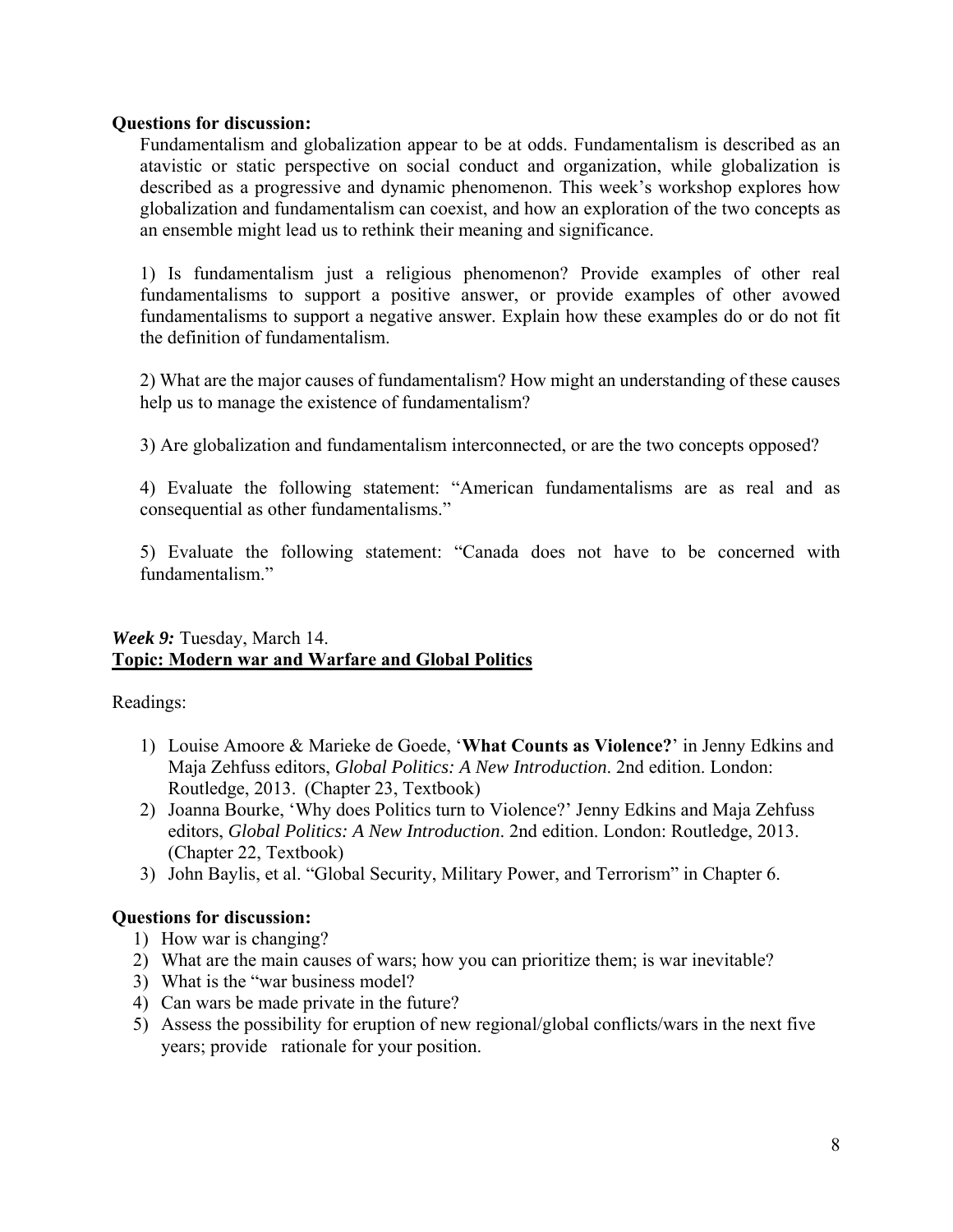**Questions for discussion:**

Fundamentalism and globalization appear to be at odds. Fundamentalism is described as an atavistic or static perspective on social conduct and organization, while globalization is described as a progressive and dynamic phenomenon. This week's workshop explores how globalization and fundamentalism can coexist, and how an exploration of the two concepts as an ensemble might lead us to rethink their meaning and significance.

1) Is fundamentalism just a religious phenomenon? Provide examples of other real fundamentalisms to support a positive answer, or provide examples of other avowed fundamentalisms to support a negative answer. Explain how these examples do or do not fit the definition of fundamentalism.

2) What are the major causes of fundamentalism? How might an understanding of these causes help us to manage the existence of fundamentalism?

3) Are globalization and fundamentalism interconnected, or are the two concepts opposed?

4) Evaluate the following statement: "American fundamentalisms are as real and as consequential as other fundamentalisms."

5) Evaluate the following statement: "Canada does not have to be concerned with fundamentalism."

***Week 9:*** Tuesday, March 14.
**Topic: Modern war and Warfare and Global Politics**

Readings:

1) Louise Amoore & Marieke de Goede, '**What Counts as Violence?**' in Jenny Edkins and Maja Zehfuss editors, *Global Politics: A New Introduction*. 2nd edition. London: Routledge, 2013. (Chapter 23, Textbook)
2) Joanna Bourke, 'Why does Politics turn to Violence?' Jenny Edkins and Maja Zehfuss editors, *Global Politics: A New Introduction*. 2nd edition. London: Routledge, 2013. (Chapter 22, Textbook)
3) John Baylis, et al. "Global Security, Military Power, and Terrorism" in Chapter 6.

**Questions for discussion:**

1) How war is changing?
2) What are the main causes of wars; how you can prioritize them; is war inevitable?
3) What is the "war business model?
4) Can wars be made private in the future?
5) Assess the possibility for eruption of new regional/global conflicts/wars in the next five years; provide rationale for your position.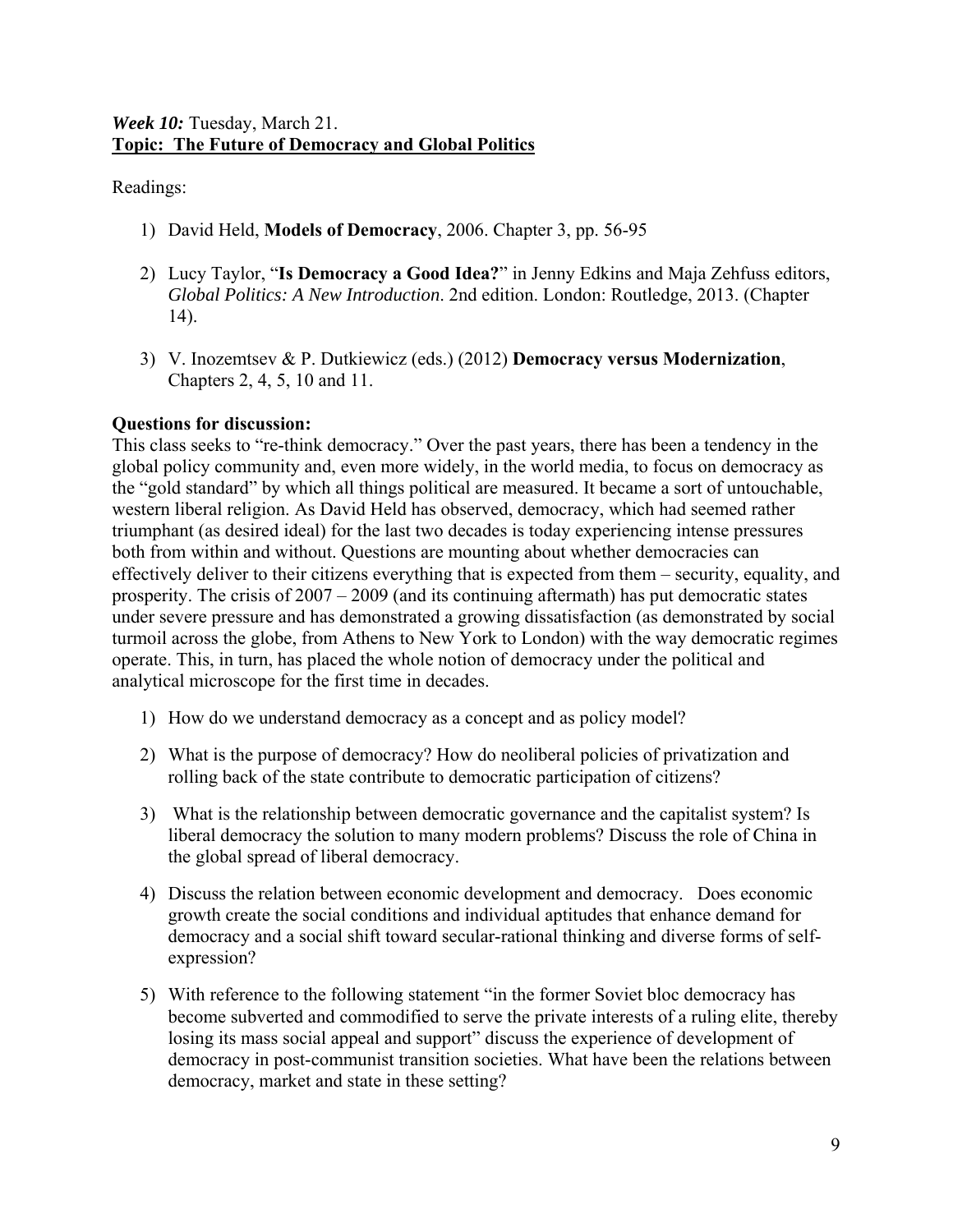***Week 10:*** Tuesday, March 21.
**Topic: The Future of Democracy and Global Politics**

Readings:

1) David Held, **Models of Democracy**, 2006. Chapter 3, pp. 56-95

2) Lucy Taylor, "**Is Democracy a Good Idea?**" in Jenny Edkins and Maja Zehfuss editors, *Global Politics: A New Introduction*. 2nd edition. London: Routledge, 2013. (Chapter 14).

3) V. Inozemtsev & P. Dutkiewicz (eds.) (2012) **Democracy versus Modernization**, Chapters 2, 4, 5, 10 and 11.

**Questions for discussion:**

This class seeks to "re-think democracy." Over the past years, there has been a tendency in the global policy community and, even more widely, in the world media, to focus on democracy as the "gold standard" by which all things political are measured. It became a sort of untouchable, western liberal religion. As David Held has observed, democracy, which had seemed rather triumphant (as desired ideal) for the last two decades is today experiencing intense pressures both from within and without. Questions are mounting about whether democracies can effectively deliver to their citizens everything that is expected from them – security, equality, and prosperity. The crisis of 2007 – 2009 (and its continuing aftermath) has put democratic states under severe pressure and has demonstrated a growing dissatisfaction (as demonstrated by social turmoil across the globe, from Athens to New York to London) with the way democratic regimes operate. This, in turn, has placed the whole notion of democracy under the political and analytical microscope for the first time in decades.

1) How do we understand democracy as a concept and as policy model?

2) What is the purpose of democracy? How do neoliberal policies of privatization and rolling back of the state contribute to democratic participation of citizens?

3) What is the relationship between democratic governance and the capitalist system? Is liberal democracy the solution to many modern problems? Discuss the role of China in the global spread of liberal democracy.

4) Discuss the relation between economic development and democracy. Does economic growth create the social conditions and individual aptitudes that enhance demand for democracy and a social shift toward secular-rational thinking and diverse forms of self-expression?

5) With reference to the following statement "in the former Soviet bloc democracy has become subverted and commodified to serve the private interests of a ruling elite, thereby losing its mass social appeal and support" discuss the experience of development of democracy in post-communist transition societies. What have been the relations between democracy, market and state in these setting?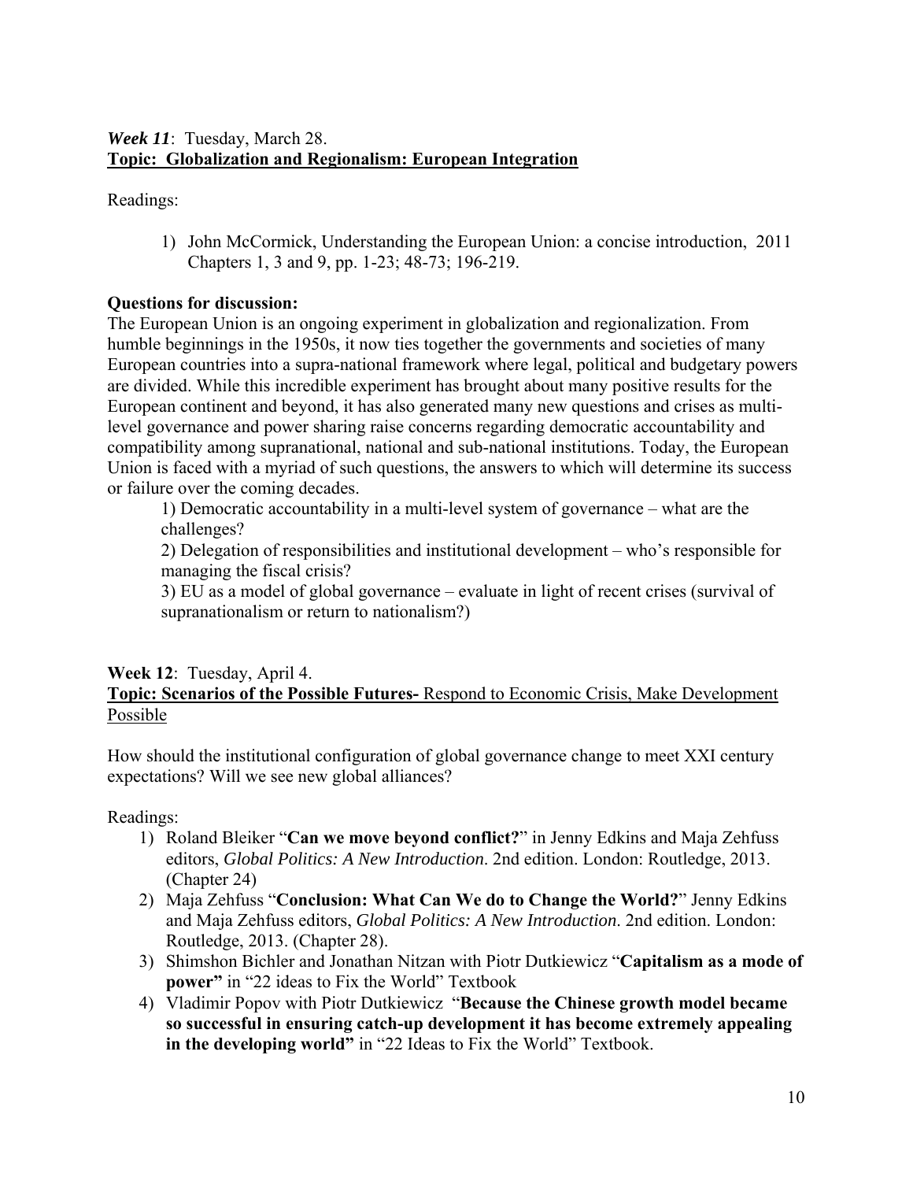***Week 11***: Tuesday, March 28.
**Topic: Globalization and Regionalism: European Integration**

Readings:

1) John McCormick, Understanding the European Union: a concise introduction, 2011 Chapters 1, 3 and 9, pp. 1-23; 48-73; 196-219.

**Questions for discussion:**
The European Union is an ongoing experiment in globalization and regionalization. From humble beginnings in the 1950s, it now ties together the governments and societies of many European countries into a supra-national framework where legal, political and budgetary powers are divided. While this incredible experiment has brought about many positive results for the European continent and beyond, it has also generated many new questions and crises as multi-level governance and power sharing raise concerns regarding democratic accountability and compatibility among supranational, national and sub-national institutions. Today, the European Union is faced with a myriad of such questions, the answers to which will determine its success or failure over the coming decades.

1) Democratic accountability in a multi-level system of governance – what are the challenges?
2) Delegation of responsibilities and institutional development – who's responsible for managing the fiscal crisis?
3) EU as a model of global governance – evaluate in light of recent crises (survival of supranationalism or return to nationalism?)

**Week 12**: Tuesday, April 4.
**Topic: Scenarios of the Possible Futures-** Respond to Economic Crisis, Make Development Possible

How should the institutional configuration of global governance change to meet XXI century expectations? Will we see new global alliances?

Readings:

1) Roland Bleiker "**Can we move beyond conflict?**" in Jenny Edkins and Maja Zehfuss editors, *Global Politics: A New Introduction*. 2nd edition. London: Routledge, 2013. (Chapter 24)
2) Maja Zehfuss "**Conclusion: What Can We do to Change the World?**" Jenny Edkins and Maja Zehfuss editors, *Global Politics: A New Introduction*. 2nd edition. London: Routledge, 2013. (Chapter 28).
3) Shimshon Bichler and Jonathan Nitzan with Piotr Dutkiewicz "**Capitalism as a mode of power"** in "22 ideas to Fix the World" Textbook
4) Vladimir Popov with Piotr Dutkiewicz "**Because the Chinese growth model became so successful in ensuring catch-up development it has become extremely appealing in the developing world"** in "22 Ideas to Fix the World" Textbook.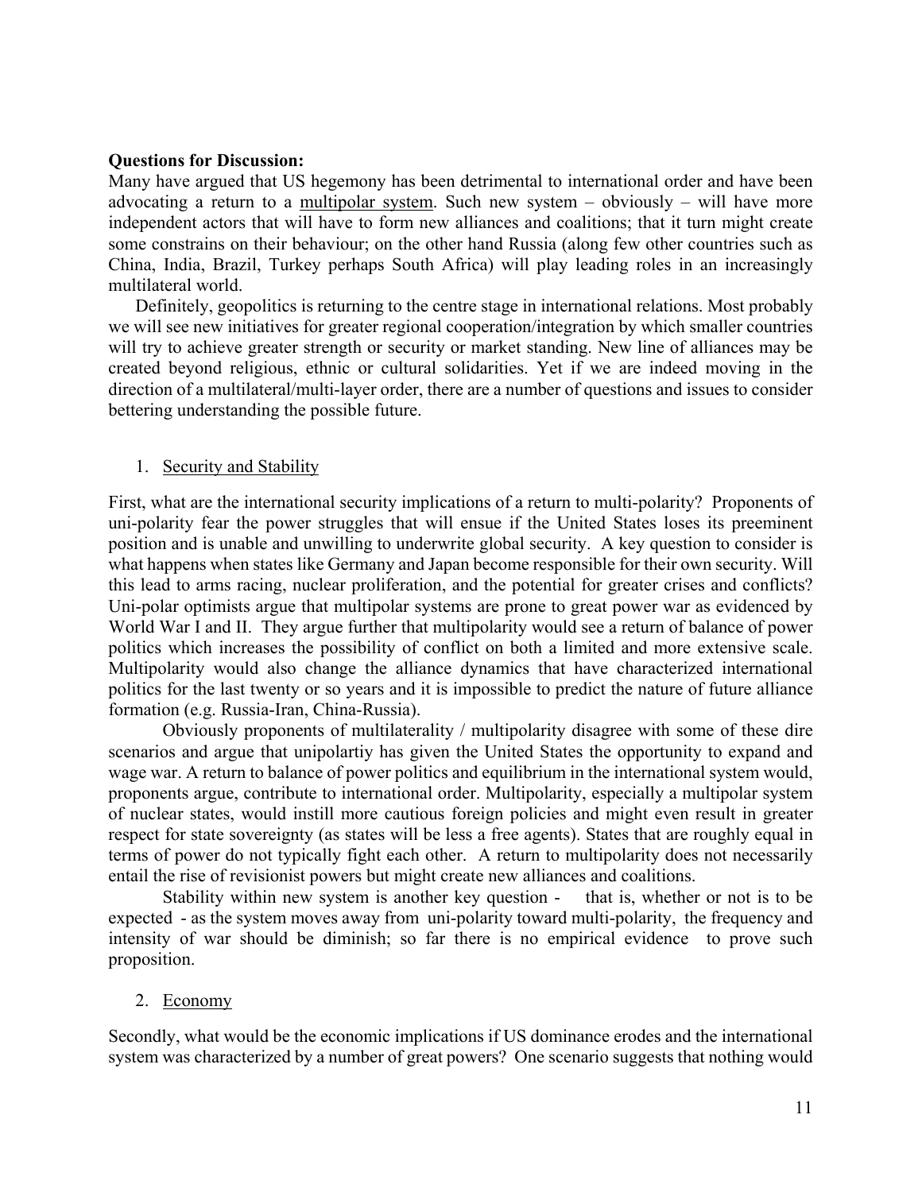**Questions for Discussion:**
Many have argued that US hegemony has been detrimental to international order and have been advocating a return to a multipolar system. Such new system – obviously – will have more independent actors that will have to form new alliances and coalitions; that it turn might create some constrains on their behaviour; on the other hand Russia (along few other countries such as China, India, Brazil, Turkey perhaps South Africa) will play leading roles in an increasingly multilateral world.

Definitely, geopolitics is returning to the centre stage in international relations. Most probably we will see new initiatives for greater regional cooperation/integration by which smaller countries will try to achieve greater strength or security or market standing. New line of alliances may be created beyond religious, ethnic or cultural solidarities. Yet if we are indeed moving in the direction of a multilateral/multi-layer order, there are a number of questions and issues to consider bettering understanding the possible future.

1. Security and Stability

First, what are the international security implications of a return to multi-polarity? Proponents of uni-polarity fear the power struggles that will ensue if the United States loses its preeminent position and is unable and unwilling to underwrite global security. A key question to consider is what happens when states like Germany and Japan become responsible for their own security. Will this lead to arms racing, nuclear proliferation, and the potential for greater crises and conflicts? Uni-polar optimists argue that multipolar systems are prone to great power war as evidenced by World War I and II. They argue further that multipolarity would see a return of balance of power politics which increases the possibility of conflict on both a limited and more extensive scale. Multipolarity would also change the alliance dynamics that have characterized international politics for the last twenty or so years and it is impossible to predict the nature of future alliance formation (e.g. Russia-Iran, China-Russia).

Obviously proponents of multilaterality / multipolarity disagree with some of these dire scenarios and argue that unipolartiy has given the United States the opportunity to expand and wage war. A return to balance of power politics and equilibrium in the international system would, proponents argue, contribute to international order. Multipolarity, especially a multipolar system of nuclear states, would instill more cautious foreign policies and might even result in greater respect for state sovereignty (as states will be less a free agents). States that are roughly equal in terms of power do not typically fight each other. A return to multipolarity does not necessarily entail the rise of revisionist powers but might create new alliances and coalitions.

Stability within new system is another key question - that is, whether or not is to be expected - as the system moves away from uni-polarity toward multi-polarity, the frequency and intensity of war should be diminish; so far there is no empirical evidence to prove such proposition.

2. Economy

Secondly, what would be the economic implications if US dominance erodes and the international system was characterized by a number of great powers? One scenario suggests that nothing would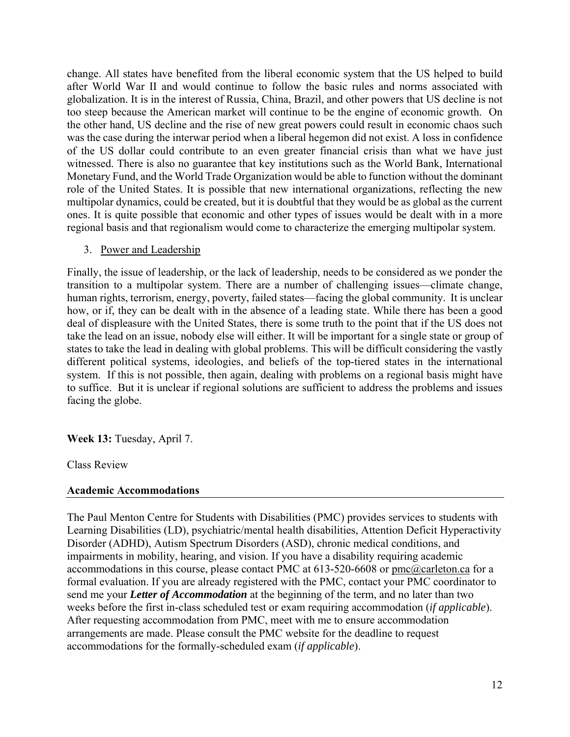change. All states have benefited from the liberal economic system that the US helped to build after World War II and would continue to follow the basic rules and norms associated with globalization. It is in the interest of Russia, China, Brazil, and other powers that US decline is not too steep because the American market will continue to be the engine of economic growth. On the other hand, US decline and the rise of new great powers could result in economic chaos such was the case during the interwar period when a liberal hegemon did not exist. A loss in confidence of the US dollar could contribute to an even greater financial crisis than what we have just witnessed. There is also no guarantee that key institutions such as the World Bank, International Monetary Fund, and the World Trade Organization would be able to function without the dominant role of the United States. It is possible that new international organizations, reflecting the new multipolar dynamics, could be created, but it is doubtful that they would be as global as the current ones. It is quite possible that economic and other types of issues would be dealt with in a more regional basis and that regionalism would come to characterize the emerging multipolar system.

3. <u>Power and Leadership</u>

Finally, the issue of leadership, or the lack of leadership, needs to be considered as we ponder the transition to a multipolar system. There are a number of challenging issues—climate change, human rights, terrorism, energy, poverty, failed states—facing the global community. It is unclear how, or if, they can be dealt with in the absence of a leading state. While there has been a good deal of displeasure with the United States, there is some truth to the point that if the US does not take the lead on an issue, nobody else will either. It will be important for a single state or group of states to take the lead in dealing with global problems. This will be difficult considering the vastly different political systems, ideologies, and beliefs of the top-tiered states in the international system. If this is not possible, then again, dealing with problems on a regional basis might have to suffice. But it is unclear if regional solutions are sufficient to address the problems and issues facing the globe.

**Week 13:** Tuesday, April 7.

Class Review

## Academic Accommodations

The Paul Menton Centre for Students with Disabilities (PMC) provides services to students with Learning Disabilities (LD), psychiatric/mental health disabilities, Attention Deficit Hyperactivity Disorder (ADHD), Autism Spectrum Disorders (ASD), chronic medical conditions, and impairments in mobility, hearing, and vision. If you have a disability requiring academic accommodations in this course, please contact PMC at 613-520-6608 or pmc@carleton.ca for a formal evaluation. If you are already registered with the PMC, contact your PMC coordinator to send me your ***Letter of Accommodation*** at the beginning of the term, and no later than two weeks before the first in-class scheduled test or exam requiring accommodation (*if applicable*). After requesting accommodation from PMC, meet with me to ensure accommodation arrangements are made. Please consult the PMC website for the deadline to request accommodations for the formally-scheduled exam (*if applicable*).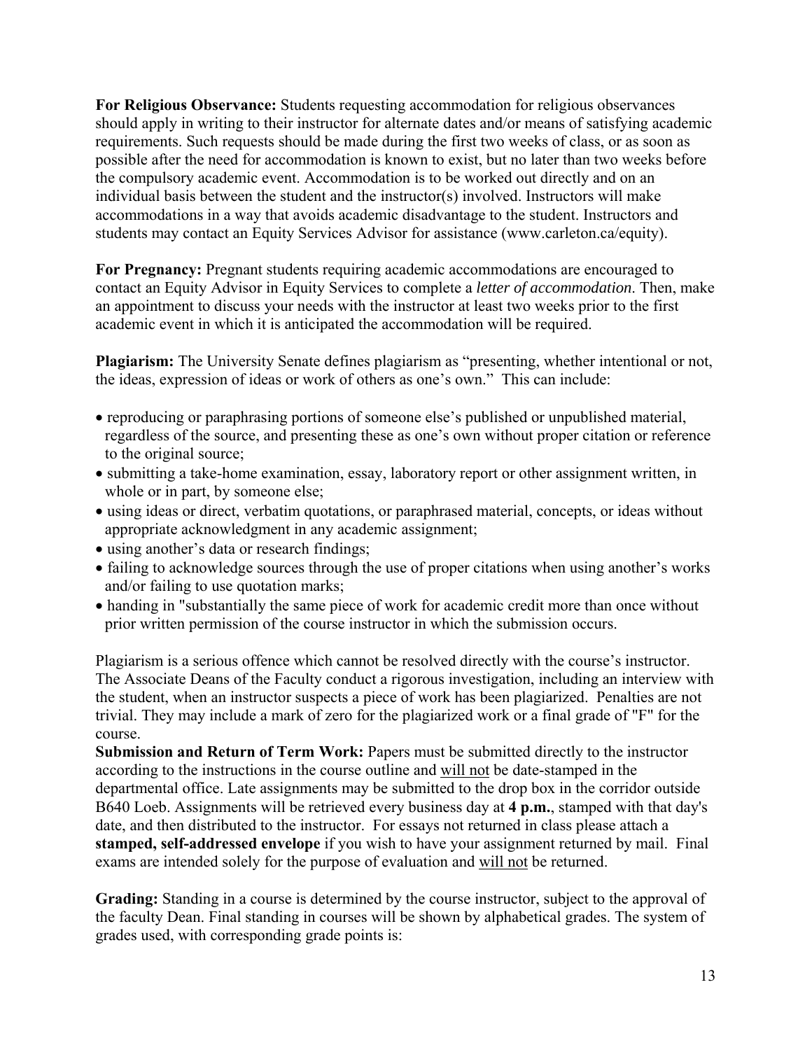**For Religious Observance:** Students requesting accommodation for religious observances should apply in writing to their instructor for alternate dates and/or means of satisfying academic requirements. Such requests should be made during the first two weeks of class, or as soon as possible after the need for accommodation is known to exist, but no later than two weeks before the compulsory academic event. Accommodation is to be worked out directly and on an individual basis between the student and the instructor(s) involved. Instructors will make accommodations in a way that avoids academic disadvantage to the student. Instructors and students may contact an Equity Services Advisor for assistance (www.carleton.ca/equity).

**For Pregnancy:** Pregnant students requiring academic accommodations are encouraged to contact an Equity Advisor in Equity Services to complete a *letter of accommodation*. Then, make an appointment to discuss your needs with the instructor at least two weeks prior to the first academic event in which it is anticipated the accommodation will be required.

**Plagiarism:** The University Senate defines plagiarism as "presenting, whether intentional or not, the ideas, expression of ideas or work of others as one's own." This can include:

- reproducing or paraphrasing portions of someone else's published or unpublished material, regardless of the source, and presenting these as one's own without proper citation or reference to the original source;
- submitting a take-home examination, essay, laboratory report or other assignment written, in whole or in part, by someone else;
- using ideas or direct, verbatim quotations, or paraphrased material, concepts, or ideas without appropriate acknowledgment in any academic assignment;
- using another's data or research findings;
- failing to acknowledge sources through the use of proper citations when using another's works and/or failing to use quotation marks;
- handing in "substantially the same piece of work for academic credit more than once without prior written permission of the course instructor in which the submission occurs.

Plagiarism is a serious offence which cannot be resolved directly with the course's instructor. The Associate Deans of the Faculty conduct a rigorous investigation, including an interview with the student, when an instructor suspects a piece of work has been plagiarized. Penalties are not trivial. They may include a mark of zero for the plagiarized work or a final grade of "F" for the course.

**Submission and Return of Term Work:** Papers must be submitted directly to the instructor according to the instructions in the course outline and <u>will not</u> be date-stamped in the departmental office. Late assignments may be submitted to the drop box in the corridor outside B640 Loeb. Assignments will be retrieved every business day at **4 p.m.**, stamped with that day's date, and then distributed to the instructor. For essays not returned in class please attach a **stamped, self-addressed envelope** if you wish to have your assignment returned by mail. Final exams are intended solely for the purpose of evaluation and <u>will not</u> be returned.

**Grading:** Standing in a course is determined by the course instructor, subject to the approval of the faculty Dean. Final standing in courses will be shown by alphabetical grades. The system of grades used, with corresponding grade points is: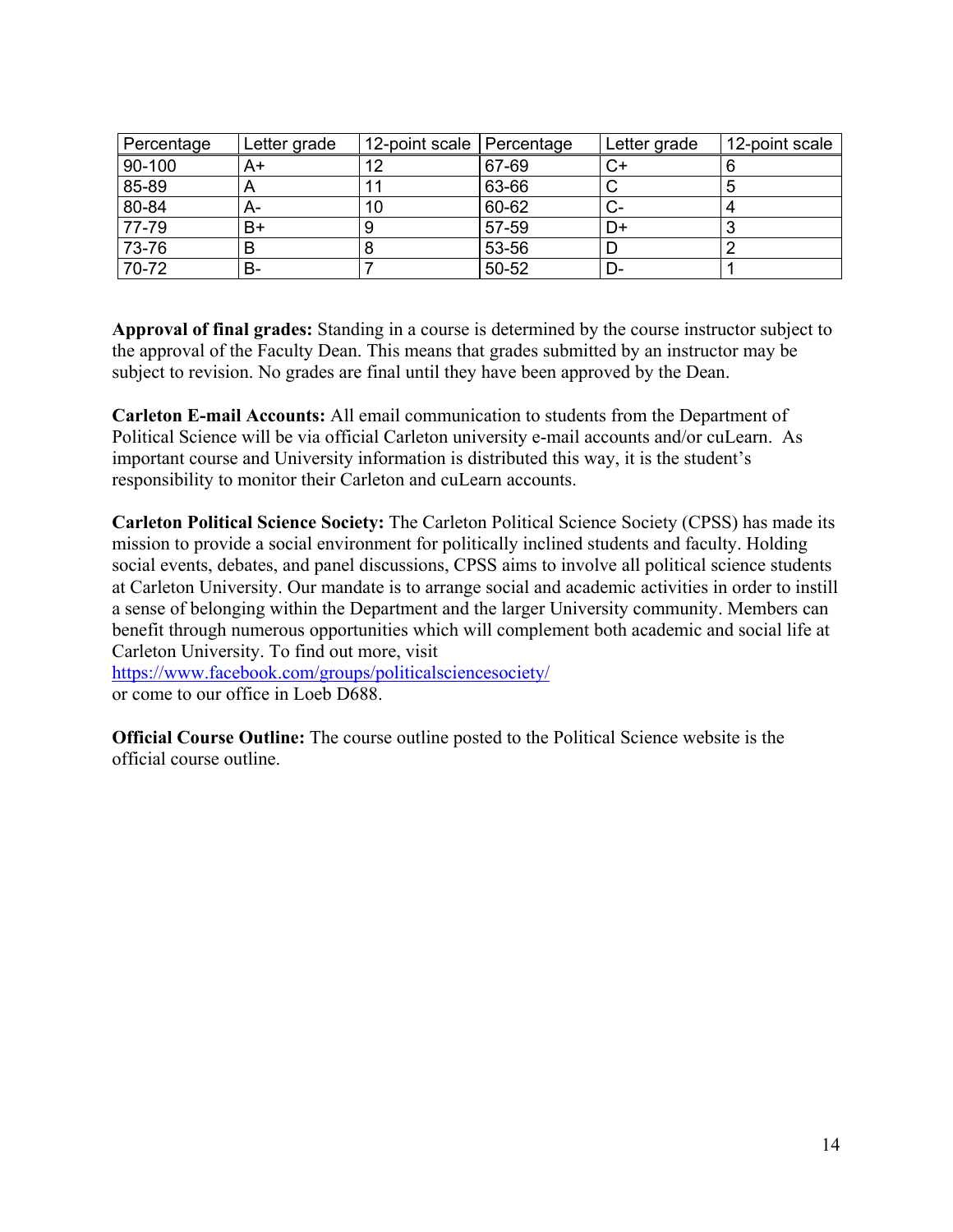| Percentage | Letter grade | 12-point scale | Percentage | Letter grade | 12-point scale |
|---|---|---|---|---|---|
| 90-100 | A+ | 12 | 67-69 | C+ | 6 |
| 85-89 | A | 11 | 63-66 | C | 5 |
| 80-84 | A- | 10 | 60-62 | C- | 4 |
| 77-79 | B+ | 9 | 57-59 | D+ | 3 |
| 73-76 | B | 8 | 53-56 | D | 2 |
| 70-72 | B- | 7 | 50-52 | D- | 1 |

**Approval of final grades:** Standing in a course is determined by the course instructor subject to the approval of the Faculty Dean. This means that grades submitted by an instructor may be subject to revision. No grades are final until they have been approved by the Dean.

**Carleton E-mail Accounts:** All email communication to students from the Department of Political Science will be via official Carleton university e-mail accounts and/or cuLearn. As important course and University information is distributed this way, it is the student's responsibility to monitor their Carleton and cuLearn accounts.

**Carleton Political Science Society:** The Carleton Political Science Society (CPSS) has made its mission to provide a social environment for politically inclined students and faculty. Holding social events, debates, and panel discussions, CPSS aims to involve all political science students at Carleton University. Our mandate is to arrange social and academic activities in order to instill a sense of belonging within the Department and the larger University community. Members can benefit through numerous opportunities which will complement both academic and social life at Carleton University. To find out more, visit https://www.facebook.com/groups/politicalsciencesociety/ or come to our office in Loeb D688.

**Official Course Outline:** The course outline posted to the Political Science website is the official course outline.